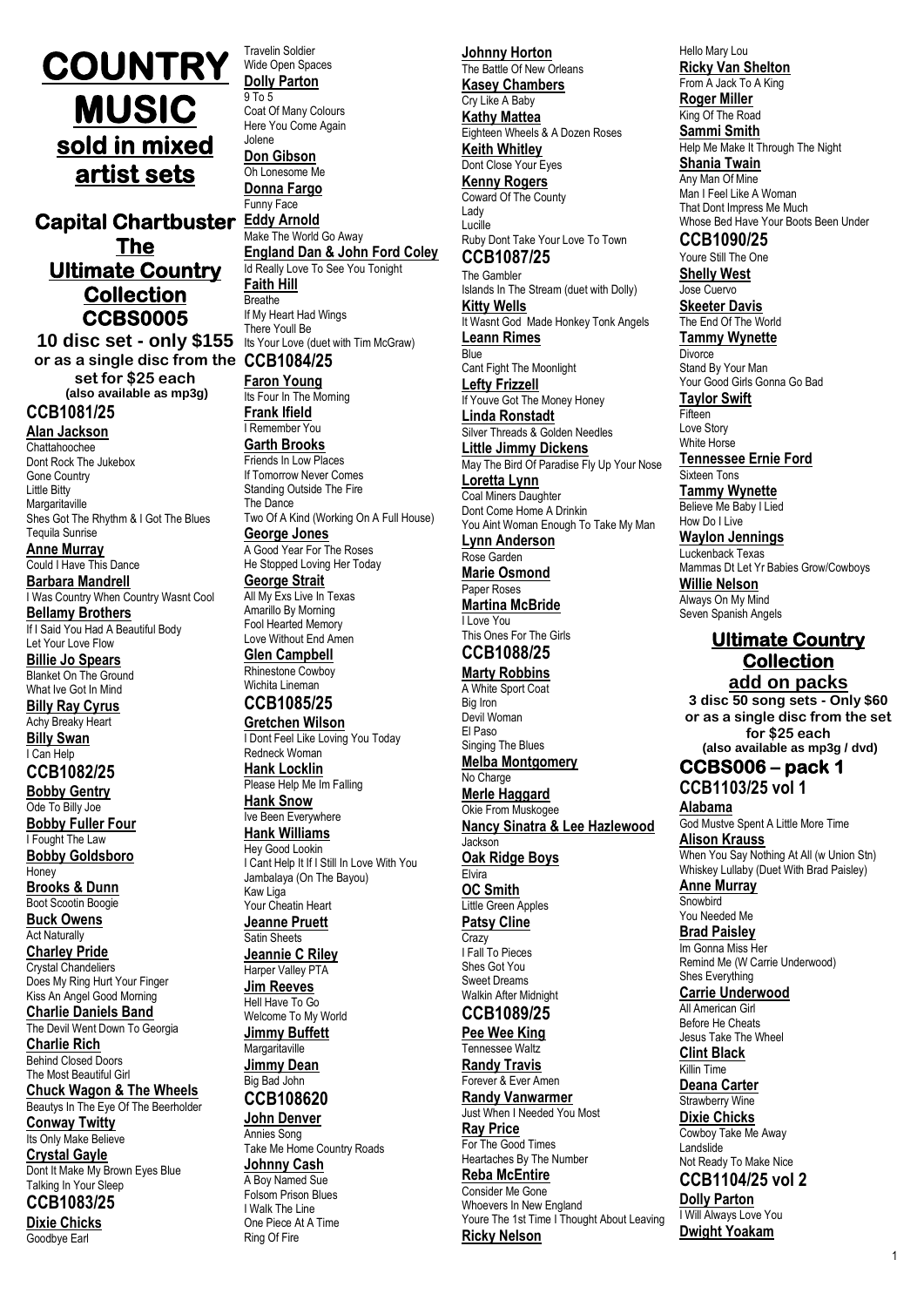# COUNTRY MUSIC sold in mixed artist sets

## Capital Chartbuster The Ultimate Country Collection CCBS0005

**10 disc set - only $155 or as a single disc from the set for $25 each**
**(also available as mp3g)**

### CCB1081/25

**Alan Jackson**
Chattahoochee
Dont Rock The Jukebox
Gone Country
Little Bitty
Margaritaville
Shes Got The Rhythm & I Got The Blues
Tequila Sunrise

**Anne Murray**
Could I Have This Dance

**Barbara Mandrell**
I Was Country When Country Wasnt Cool

**Bellamy Brothers**
If I Said You Had A Beautiful Body
Let Your Love Flow

**Billie Jo Spears**
Blanket On The Ground
What Ive Got In Mind

**Billy Ray Cyrus**
Achy Breaky Heart

**Billy Swan**
I Can Help

### CCB1082/25

**Bobby Gentry**
Ode To Billy Joe

**Bobby Fuller Four**
I Fought The Law

**Bobby Goldsboro**
Honey

**Brooks & Dunn**
Boot Scootin Boogie

**Buck Owens**
Act Naturally

**Charley Pride**
Crystal Chandeliers
Does My Ring Hurt Your Finger
Kiss An Angel Good Morning

**Charlie Daniels Band**
The Devil Went Down To Georgia

**Charlie Rich**
Behind Closed Doors
The Most Beautiful Girl

**Chuck Wagon & The Wheels**
Beautys In The Eye Of The Beerholder

**Conway Twitty**
Its Only Make Believe

**Crystal Gayle**
Dont It Make My Brown Eyes Blue
Talking In Your Sleep

### CCB1083/25

**Dixie Chicks**
Goodbye Earl
Travelin Soldier
Wide Open Spaces

**Dolly Parton**
9 To 5
Coat Of Many Colours
Here You Come Again
Jolene

**Don Gibson**
Oh Lonesome Me

**Donna Fargo**
Funny Face

**Eddy Arnold**
Make The World Go Away

**England Dan & John Ford Coley**
Id Really Love To See You Tonight

**Faith Hill**
Breathe
If My Heart Had Wings
There Youll Be
Its Your Love (duet with Tim McGraw)

### CCB1084/25

**Faron Young**
Its Four In The Morning

**Frank Ifield**
I Remember You

**Garth Brooks**
Friends In Low Places
If Tomorrow Never Comes
Standing Outside The Fire
The Dance
Two Of A Kind (Working On A Full House)

**George Jones**
A Good Year For The Roses
He Stopped Loving Her Today

**George Strait**
All My Exs Live In Texas
Amarillo By Morning
Fool Hearted Memory
Love Without End Amen

**Glen Campbell**
Rhinestone Cowboy
Wichita Lineman

### CCB1085/25

**Gretchen Wilson**
I Dont Feel Like Loving You Today
Redneck Woman

**Hank Locklin**
Please Help Me Im Falling

**Hank Snow**
Ive Been Everywhere

**Hank Williams**
Hey Good Lookin
I Cant Help It If I Still In Love With You
Jambalaya (On The Bayou)
Kaw Liga
Your Cheatin Heart

**Jeanne Pruett**
Satin Sheets

**Jeannie C Riley**
Harper Valley PTA

**Jim Reeves**
Hell Have To Go
Welcome To My World

**Jimmy Buffett**
Margaritaville

**Jimmy Dean**
Big Bad John

### CCB108620

**John Denver**
Annies Song
Take Me Home Country Roads

**Johnny Cash**
A Boy Named Sue
Folsom Prison Blues
I Walk The Line
One Piece At A Time
Ring Of Fire

**Johnny Horton**
The Battle Of New Orleans

**Kasey Chambers**
Cry Like A Baby

**Kathy Mattea**
Eighteen Wheels & A Dozen Roses

**Keith Whitley**
Dont Close Your Eyes

**Kenny Rogers**
Coward Of The County
Lady
Lucille
Ruby Dont Take Your Love To Town

### CCB1087/25

The Gambler
Islands In The Stream (duet with Dolly)

**Kitty Wells**
It Wasnt God Made Honkey Tonk Angels

**Leann Rimes**
Blue
Cant Fight The Moonlight

**Lefty Frizzell**
If Youve Got The Money Honey

**Linda Ronstadt**
Silver Threads & Golden Needles

**Little Jimmy Dickens**
May The Bird Of Paradise Fly Up Your Nose

**Loretta Lynn**
Coal Miners Daughter
Dont Come Home A Drinkin
You Aint Woman Enough To Take My Man

**Lynn Anderson**
Rose Garden

**Marie Osmond**
Paper Roses

**Martina McBride**
I Love You
This Ones For The Girls

### CCB1088/25

**Marty Robbins**
A White Sport Coat
Big Iron
Devil Woman
El Paso
Singing The Blues

**Melba Montgomery**
No Charge

**Merle Haggard**
Okie From Muskogee

**Nancy Sinatra & Lee Hazlewood**
Jackson

**Oak Ridge Boys**
Elvira

**OC Smith**
Little Green Apples

**Patsy Cline**
Crazy
I Fall To Pieces
Shes Got You
Sweet Dreams
Walkin After Midnight

### CCB1089/25

**Pee Wee King**
Tennessee Waltz

**Randy Travis**
Forever & Ever Amen

**Randy Vanwarmer**
Just When I Needed You Most

**Ray Price**
For The Good Times
Heartaches By The Number

**Reba McEntire**
Consider Me Gone
Whoevers In New England
Youre The 1st Time I Thought About Leaving

**Ricky Nelson**
Hello Mary Lou

**Ricky Van Shelton**
From A Jack To A King

**Roger Miller**
King Of The Road

**Sammi Smith**
Help Me Make It Through The Night

**Shania Twain**
Any Man Of Mine
Man I Feel Like A Woman
That Dont Impress Me Much
Whose Bed Have Your Boots Been Under

### CCB1090/25

Youre Still The One

**Shelly West**
Jose Cuervo

**Skeeter Davis**
The End Of The World

**Tammy Wynette**
Divorce
Stand By Your Man
Your Good Girls Gonna Go Bad

**Taylor Swift**
Fifteen
Love Story
White Horse

**Tennessee Ernie Ford**
Sixteen Tons

**Tammy Wynette**
Believe Me Baby I Lied
How Do I Live

**Waylon Jennings**
Luckenback Texas
Mammas Dt Let Yr Babies Grow/Cowboys

**Willie Nelson**
Always On My Mind
Seven Spanish Angels

## Ultimate Country Collection add on packs

**3 disc 50 song sets - Only $60 or as a single disc from the set for $25 each**
**(also available as mp3g / dvd)**

## CCBS006 – pack 1

### CCB1103/25 vol 1

**Alabama**
God Mustve Spent A Little More Time

**Alison Krauss**
When You Say Nothing At All (w Union Stn)
Whiskey Lullaby (Duet With Brad Paisley)

**Anne Murray**
Snowbird
You Needed Me

**Brad Paisley**
Im Gonna Miss Her
Remind Me (W Carrie Underwood)
Shes Everything

**Carrie Underwood**
All American Girl
Before He Cheats
Jesus Take The Wheel

**Clint Black**
Killin Time

**Deana Carter**
Strawberry Wine

**Dixie Chicks**
Cowboy Take Me Away
Landslide
Not Ready To Make Nice

### CCB1104/25 vol 2

**Dolly Parton**
I Will Always Love You

**Dwight Yoakam**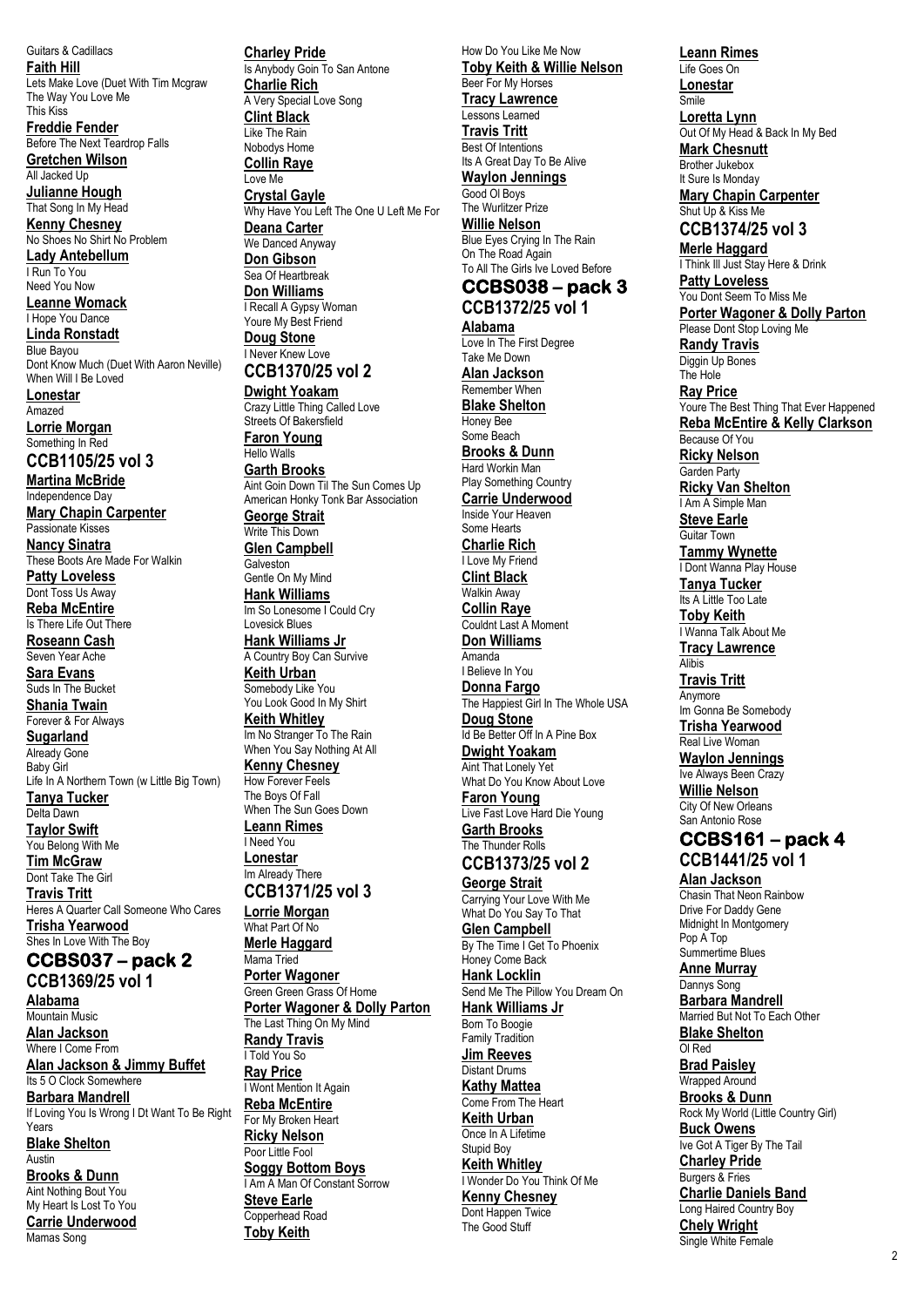Guitars & Cadillacs

**Faith Hill**
Lets Make Love (Duet With Tim Mcgraw
The Way You Love Me
This Kiss

**Freddie Fender**
Before The Next Teardrop Falls

**Gretchen Wilson**
All Jacked Up

**Julianne Hough**
That Song In My Head

**Kenny Chesney**
No Shoes No Shirt No Problem

**Lady Antebellum**
I Run To You
Need You Now

**Leanne Womack**
I Hope You Dance

**Linda Ronstadt**
Blue Bayou
Dont Know Much (Duet With Aaron Neville)
When Will I Be Loved

**Lonestar**
Amazed

**Lorrie Morgan**
Something In Red

## CCB1105/25 vol 3

**Martina McBride**
Independence Day

**Mary Chapin Carpenter**
Passionate Kisses

**Nancy Sinatra**
These Boots Are Made For Walkin

**Patty Loveless**
Dont Toss Us Away

**Reba McEntire**
Is There Life Out There

**Roseann Cash**
Seven Year Ache

**Sara Evans**
Suds In The Bucket

**Shania Twain**
Forever & For Always

**Sugarland**
Already Gone
Baby Girl
Life In A Northern Town (w Little Big Town)

**Tanya Tucker**
Delta Dawn

**Taylor Swift**
You Belong With Me

**Tim McGraw**
Dont Take The Girl

**Travis Tritt**
Heres A Quarter Call Someone Who Cares

**Trisha Yearwood**
Shes In Love With The Boy

# CCBS037 – pack 2

## CCB1369/25 vol 1

**Alabama**
Mountain Music

**Alan Jackson**
Where I Come From

**Alan Jackson & Jimmy Buffet**
Its 5 O Clock Somewhere

**Barbara Mandrell**
If Loving You Is Wrong I Dt Want To Be Right Years

**Blake Shelton**
Austin

**Brooks & Dunn**
Aint Nothing Bout You
My Heart Is Lost To You

**Carrie Underwood**
Mamas Song

**Charley Pride**
Is Anybody Goin To San Antone

**Charlie Rich**
A Very Special Love Song

**Clint Black**
Like The Rain
Nobodys Home

**Collin Raye**
Love Me

**Crystal Gayle**
Why Have You Left The One U Left Me For

**Deana Carter**
We Danced Anyway

**Don Gibson**
Sea Of Heartbreak

**Don Williams**
I Recall A Gypsy Woman
Youre My Best Friend

**Doug Stone**
I Never Knew Love

## CCB1370/25 vol 2

**Dwight Yoakam**
Crazy Little Thing Called Love
Streets Of Bakersfield

**Faron Young**
Hello Walls

**Garth Brooks**
Aint Goin Down Til The Sun Comes Up
American Honky Tonk Bar Association

**George Strait**
Write This Down

**Glen Campbell**
Galveston
Gentle On My Mind

**Hank Williams**
Im So Lonesome I Could Cry
Lovesick Blues

**Hank Williams Jr**
A Country Boy Can Survive

**Keith Urban**
Somebody Like You
You Look Good In My Shirt

**Keith Whitley**
Im No Stranger To The Rain
When You Say Nothing At All

**Kenny Chesney**
How Forever Feels
The Boys Of Fall
When The Sun Goes Down

**Leann Rimes**
I Need You

**Lonestar**
Im Already There

## CCB1371/25 vol 3

**Lorrie Morgan**
What Part Of No

**Merle Haggard**
Mama Tried

**Porter Wagoner**
Green Green Grass Of Home

**Porter Wagoner & Dolly Parton**
The Last Thing On My Mind

**Randy Travis**
I Told You So

**Ray Price**
I Wont Mention It Again

**Reba McEntire**
For My Broken Heart

**Ricky Nelson**
Poor Little Fool

**Soggy Bottom Boys**
I Am A Man Of Constant Sorrow

**Steve Earle**
Copperhead Road

**Toby Keith**
How Do You Like Me Now

**Toby Keith & Willie Nelson**
Beer For My Horses

**Tracy Lawrence**
Lessons Learned

**Travis Tritt**
Best Of Intentions
Its A Great Day To Be Alive

**Waylon Jennings**
Good Ol Boys
The Wurlitzer Prize

**Willie Nelson**
Blue Eyes Crying In The Rain
On The Road Again
To All The Girls Ive Loved Before

# CCBS038 – pack 3

## CCB1372/25 vol 1

**Alabama**
Love In The First Degree
Take Me Down

**Alan Jackson**
Remember When

**Blake Shelton**
Honey Bee
Some Beach

**Brooks & Dunn**
Hard Workin Man
Play Something Country

**Carrie Underwood**
Inside Your Heaven
Some Hearts

**Charlie Rich**
I Love My Friend

**Clint Black**
Walkin Away

**Collin Raye**
Couldnt Last A Moment

**Don Williams**
Amanda
I Believe In You

**Donna Fargo**
The Happiest Girl In The Whole USA

**Doug Stone**
Id Be Better Off In A Pine Box

**Dwight Yoakam**
Aint That Lonely Yet
What Do You Know About Love

**Faron Young**
Live Fast Love Hard Die Young

**Garth Brooks**
The Thunder Rolls

## CCB1373/25 vol 2

**George Strait**
Carrying Your Love With Me
What Do You Say To That

**Glen Campbell**
By The Time I Get To Phoenix
Honey Come Back

**Hank Locklin**
Send Me The Pillow You Dream On

**Hank Williams Jr**
Born To Boogie
Family Tradition

**Jim Reeves**
Distant Drums

**Kathy Mattea**
Come From The Heart

**Keith Urban**
Once In A Lifetime
Stupid Boy

**Keith Whitley**
I Wonder Do You Think Of Me

**Kenny Chesney**
Dont Happen Twice
The Good Stuff

**Leann Rimes**
Life Goes On

**Lonestar**
Smile

**Loretta Lynn**
Out Of My Head & Back In My Bed

**Mark Chesnutt**
Brother Jukebox
It Sure Is Monday

**Mary Chapin Carpenter**
Shut Up & Kiss Me

## CCB1374/25 vol 3

**Merle Haggard**
I Think Ill Just Stay Here & Drink

**Patty Loveless**
You Dont Seem To Miss Me

**Porter Wagoner & Dolly Parton**
Please Dont Stop Loving Me

**Randy Travis**
Diggin Up Bones
The Hole

**Ray Price**
Youre The Best Thing That Ever Happened

**Reba McEntire & Kelly Clarkson**
Because Of You

**Ricky Nelson**
Garden Party

**Ricky Van Shelton**
I Am A Simple Man

**Steve Earle**
Guitar Town

**Tammy Wynette**
I Dont Wanna Play House

**Tanya Tucker**
Its A Little Too Late

**Toby Keith**
I Wanna Talk About Me

**Tracy Lawrence**
Alibis

**Travis Tritt**
Anymore
Im Gonna Be Somebody

**Trisha Yearwood**
Real Live Woman

**Waylon Jennings**
Ive Always Been Crazy

**Willie Nelson**
City Of New Orleans
San Antonio Rose

# CCBS161 – pack 4

## CCB1441/25 vol 1

**Alan Jackson**
Chasin That Neon Rainbow
Drive For Daddy Gene
Midnight In Montgomery
Pop A Top
Summertime Blues

**Anne Murray**
Dannys Song

**Barbara Mandrell**
Married But Not To Each Other

**Blake Shelton**
Ol Red

**Brad Paisley**
Wrapped Around

**Brooks & Dunn**
Rock My World (Little Country Girl)

**Buck Owens**
Ive Got A Tiger By The Tail

**Charley Pride**
Burgers & Fries

**Charlie Daniels Band**
Long Haired Country Boy

**Chely Wright**
Single White Female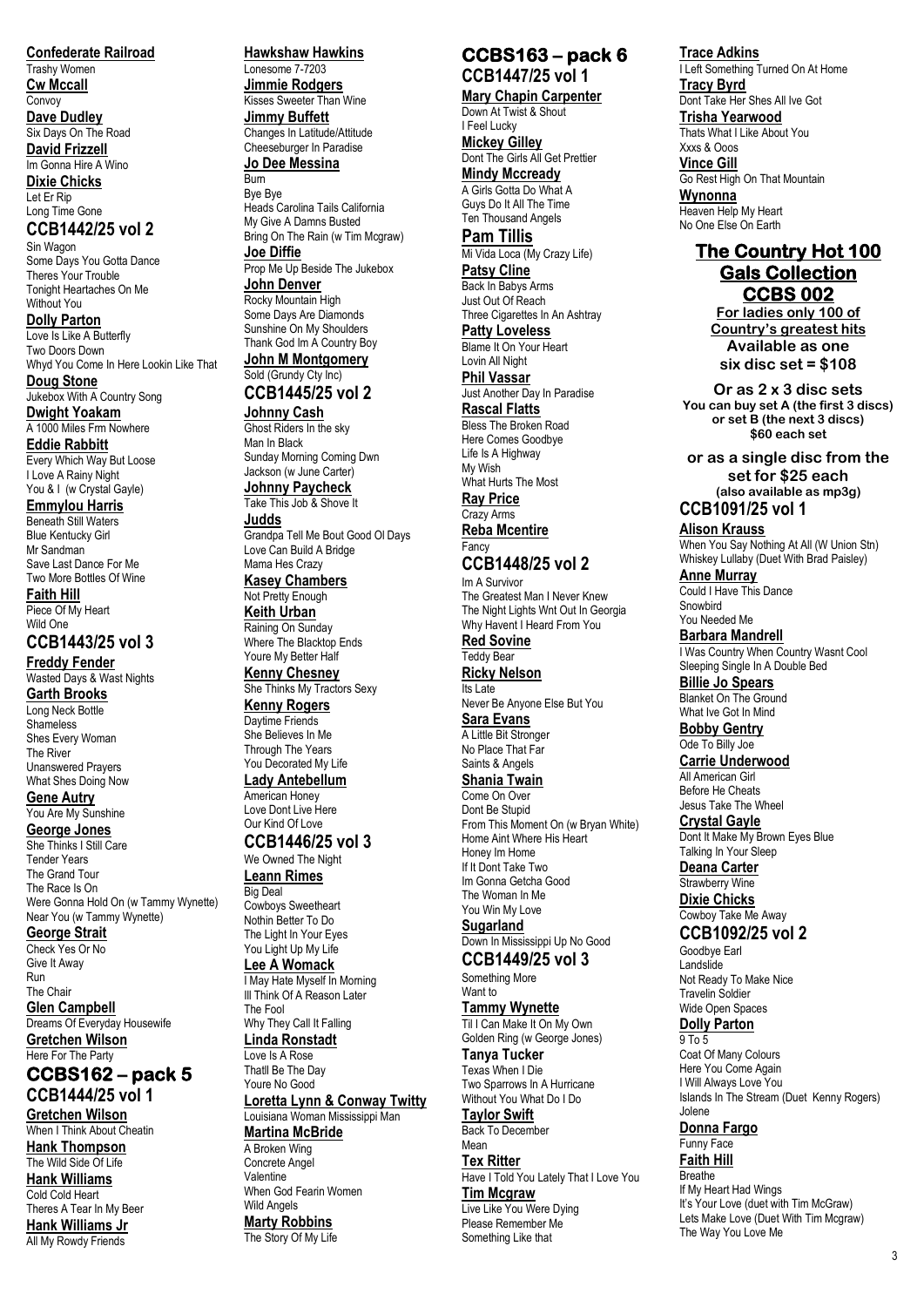**Confederate Railroad**
Trashy Women

**Cw Mccall**
Convoy

**Dave Dudley**
Six Days On The Road

**David Frizzell**
Im Gonna Hire A Wino

**Dixie Chicks**
Let Er Rip
Long Time Gone

## CCB1442/25 vol 2

**Sin Wagon**
Some Days You Gotta Dance
Theres Your Trouble
Tonight Heartaches On Me
Without You

**Dolly Parton**
Love Is Like A Butterfly
Two Doors Down
Whyd You Come In Here Lookin Like That

**Doug Stone**
Jukebox With A Country Song

**Dwight Yoakam**
A 1000 Miles Frm Nowhere

**Eddie Rabbitt**
Every Which Way But Loose
I Love A Rainy Night
You & I (w Crystal Gayle)

**Emmylou Harris**
Beneath Still Waters
Blue Kentucky Girl
Mr Sandman
Save Last Dance For Me
Two More Bottles Of Wine

**Faith Hill**
Piece Of My Heart
Wild One

## CCB1443/25 vol 3

**Freddy Fender**
Wasted Days & Wast Nights

**Garth Brooks**
Long Neck Bottle
Shameless
Shes Every Woman
The River
Unanswered Prayers
What Shes Doing Now

**Gene Autry**
You Are My Sunshine

**George Jones**
She Thinks I Still Care
Tender Years
The Grand Tour
The Race Is On
Were Gonna Hold On (w Tammy Wynette)
Near You (w Tammy Wynette)

**George Strait**
Check Yes Or No
Give It Away
Run
The Chair

**Glen Campbell**
Dreams Of Everyday Housewife

**Gretchen Wilson**
Here For The Party

# CCBS162 – pack 5

## CCB1444/25 vol 1

**Gretchen Wilson**
When I Think About Cheatin

**Hank Thompson**
The Wild Side Of Life

**Hank Williams**
Cold Cold Heart
Theres A Tear In My Beer

**Hank Williams Jr**
All My Rowdy Friends

**Hawkshaw Hawkins**
Lonesome 7-7203

**Jimmie Rodgers**
Kisses Sweeter Than Wine

**Jimmy Buffett**
Changes In Latitude/Attitude
Cheeseburger In Paradise

**Jo Dee Messina**
Burn
Bye Bye
Heads Carolina Tails California
My Give A Damns Busted
Bring On The Rain (w Tim Mcgraw)

**Joe Diffie**
Prop Me Up Beside The Jukebox

**John Denver**
Rocky Mountain High
Some Days Are Diamonds
Sunshine On My Shoulders
Thank God Im A Country Boy

**John M Montgomery**
Sold (Grundy Cty Inc)

## CCB1445/25 vol 2

**Johnny Cash**
Ghost Riders In the sky
Man In Black
Sunday Morning Coming Dwn
Jackson (w June Carter)

**Johnny Paycheck**
Take This Job & Shove It

**Judds**
Grandpa Tell Me Bout Good Ol Days
Love Can Build A Bridge
Mama Hes Crazy

**Kasey Chambers**
Not Pretty Enough

**Keith Urban**
Raining On Sunday
Where The Blacktop Ends
Youre My Better Half

**Kenny Chesney**
She Thinks My Tractors Sexy

**Kenny Rogers**
Daytime Friends
She Believes In Me
Through The Years
You Decorated My Life

**Lady Antebellum**
American Honey
Love Dont Live Here
Our Kind Of Love

## CCB1446/25 vol 3

We Owned The Night

**Leann Rimes**
Big Deal
Cowboys Sweetheart
Nothin Better To Do
The Light In Your Eyes
You Light Up My Life

**Lee A Womack**
I May Hate Myself In Morning
Ill Think Of A Reason Later
The Fool
Why They Call It Falling

**Linda Ronstadt**
Love Is A Rose
Thatll Be The Day
Youre No Good

**Loretta Lynn & Conway Twitty**
Louisiana Woman Mississippi Man

**Martina McBride**
A Broken Wing
Concrete Angel
Valentine
When God Fearin Women
Wild Angels

**Marty Robbins**
The Story Of My Life

# CCBS163 – pack 6

## CCB1447/25 vol 1

**Mary Chapin Carpenter**
Down At Twist & Shout
I Feel Lucky

**Mickey Gilley**
Dont The Girls All Get Prettier

**Mindy Mccready**
A Girls Gotta Do What A
Guys Do It All The Time
Ten Thousand Angels

**Pam Tillis**
Mi Vida Loca (My Crazy Life)

**Patsy Cline**
Back In Babys Arms
Just Out Of Reach
Three Cigarettes In An Ashtray

**Patty Loveless**
Blame It On Your Heart
Lovin All Night

**Phil Vassar**
Just Another Day In Paradise

**Rascal Flatts**
Bless The Broken Road
Here Comes Goodbye
Life Is A Highway
My Wish
What Hurts The Most

**Ray Price**
Crazy Arms

**Reba Mcentire**
Fancy

## CCB1448/25 vol 2

Im A Survivor
The Greatest Man I Never Knew
The Night Lights Wnt Out In Georgia
Why Havent I Heard From You

**Red Sovine**
Teddy Bear

**Ricky Nelson**
Its Late
Never Be Anyone Else But You

**Sara Evans**
A Little Bit Stronger
No Place That Far
Saints & Angels

**Shania Twain**
Come On Over
Dont Be Stupid
From This Moment On (w Bryan White)
Home Aint Where His Heart
Honey Im Home
If It Dont Take Two
Im Gonna Getcha Good
The Woman In Me
You Win My Love

**Sugarland**
Down In Mississippi Up No Good

## CCB1449/25 vol 3

Something More
Want to

**Tammy Wynette**
Til I Can Make It On My Own
Golden Ring (w George Jones)

**Tanya Tucker**
Texas When I Die
Two Sparrows In A Hurricane
Without You What Do I Do

**Taylor Swift**
Back To December
Mean

**Tex Ritter**
Have I Told You Lately That I Love You

**Tim Mcgraw**
Live Like You Were Dying
Please Remember Me
Something Like that

**Trace Adkins**
I Left Something Turned On At Home

**Tracy Byrd**
Dont Take Her Shes All Ive Got

**Trisha Yearwood**
Thats What I Like About You
Xxxs & Ooos

**Vince Gill**
Go Rest High On That Mountain

**Wynonna**
Heaven Help My Heart
No One Else On Earth

# The Country Hot 100 Gals Collection CCBS 002

**For ladies only 100 of Country's greatest hits**
**Available as one six disc set = $108**

**Or as 2 x 3 disc sets**
**You can buy set A (the first 3 discs) or set B (the next 3 discs) $60 each set**

**or as a single disc from the set for $25 each (also available as mp3g)**

## CCB1091/25 vol 1

**Alison Krauss**
When You Say Nothing At All (W Union Stn)
Whiskey Lullaby (Duet With Brad Paisley)

**Anne Murray**
Could I Have This Dance
Snowbird
You Needed Me

**Barbara Mandrell**
I Was Country When Country Wasnt Cool
Sleeping Single In A Double Bed

**Billie Jo Spears**
Blanket On The Ground
What Ive Got In Mind

**Bobby Gentry**
Ode To Billy Joe

**Carrie Underwood**
All American Girl
Before He Cheats
Jesus Take The Wheel

**Crystal Gayle**
Dont It Make My Brown Eyes Blue
Talking In Your Sleep

**Deana Carter**
Strawberry Wine

**Dixie Chicks**
Cowboy Take Me Away

## CCB1092/25 vol 2

Goodbye Earl
Landslide
Not Ready To Make Nice
Travelin Soldier
Wide Open Spaces

**Dolly Parton**
9 To 5
Coat Of Many Colours
Here You Come Again
I Will Always Love You
Islands In The Stream (Duet Kenny Rogers)
Jolene

**Donna Fargo**
Funny Face

**Faith Hill**
Breathe
If My Heart Had Wings
It's Your Love (duet with Tim McGraw)
Lets Make Love (Duet With Tim Mcgraw)
The Way You Love Me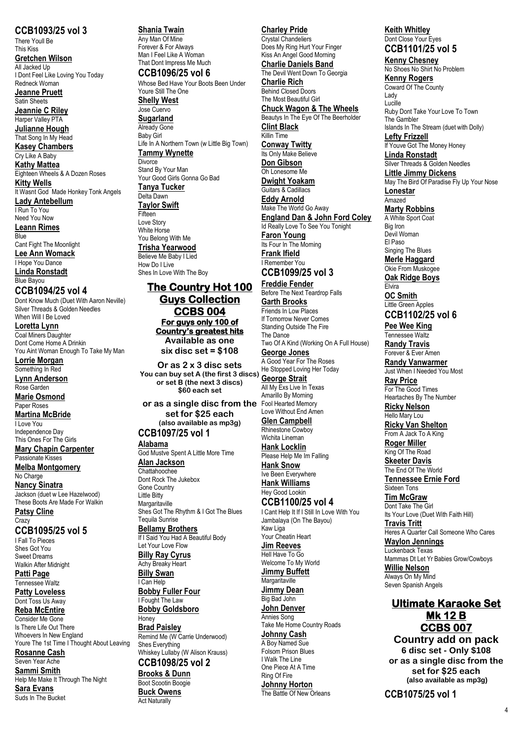## CCB1093/25 vol 3

There Youll Be
This Kiss

**Gretchen Wilson**
All Jacked Up
I Dont Feel Like Loving You Today
Redneck Woman

**Jeanne Pruett**
Satin Sheets

**Jeannie C Riley**
Harper Valley PTA

**Julianne Hough**
That Song In My Head

**Kasey Chambers**
Cry Like A Baby

**Kathy Mattea**
Eighteen Wheels & A Dozen Roses

**Kitty Wells**
It Wasnt God Made Honkey Tonk Angels

**Lady Antebellum**
I Run To You
Need You Now

**Leann Rimes**
Blue
Cant Fight The Moonlight

**Lee Ann Womack**
I Hope You Dance

**Linda Ronstadt**
Blue Bayou

## CCB1094/25 vol 4

Dont Know Much (Duet With Aaron Neville)
Silver Threads & Golden Needles
When Will I Be Loved

**Loretta Lynn**
Coal Miners Daughter
Dont Come Home A Drinkin
You Aint Woman Enough To Take My Man

**Lorrie Morgan**
Something In Red

**Lynn Anderson**
Rose Garden

**Marie Osmond**
Paper Roses

**Martina McBride**
I Love You
Independence Day
This Ones For The Girls

**Mary Chapin Carpenter**
Passionate Kisses

**Melba Montgomery**
No Charge

**Nancy Sinatra**
Jackson (duet w Lee Hazelwood)
These Boots Are Made For Walkin

**Patsy Cline**
Crazy

## CCB1095/25 vol 5

I Fall To Pieces
Shes Got You
Sweet Dreams
Walkin After Midnight

**Patti Page**
Tennessee Waltz

**Patty Loveless**
Dont Toss Us Away

**Reba McEntire**
Consider Me Gone
Is There Life Out There
Whoevers In New England
Youre The 1st Time I Thought About Leaving

**Rosanne Cash**
Seven Year Ache

**Sammi Smith**
Help Me Make It Through The Night

**Sara Evans**
Suds In The Bucket

**Shania Twain**
Any Man Of Mine
Forever & For Always
Man I Feel Like A Woman
That Dont Impress Me Much

## CCB1096/25 vol 6

Whose Bed Have Your Boots Been Under
Youre Still The One

**Shelly West**
Jose Cuervo

**Sugarland**
Already Gone
Baby Girl
Life In A Northern Town (w Little Big Town)

**Tammy Wynette**
Divorce
Stand By Your Man
Your Good Girls Gonna Go Bad

**Tanya Tucker**
Delta Dawn

**Taylor Swift**
Fifteen
Love Story
White Horse
You Belong With Me

**Trisha Yearwood**
Believe Me Baby I Lied
How Do I Live
Shes In Love With The Boy

# The Country Hot 100 Guys Collection CCBS 004

**For guys only 100 of Country's greatest hits**

**Available as one six disc set = $108**

**Or as 2 x 3 disc sets**
**You can buy set A (the first 3 discs) or set B (the next 3 discs) $60 each set**

**or as a single disc from the set for $25 each**
**(also available as mp3g)**

## CCB1097/25 vol 1

**Alabama**
God Mustve Spent A Little More Time

**Alan Jackson**
Chattahoochee
Dont Rock The Jukebox
Gone Country
Little Bitty
Margaritaville
Shes Got The Rhythm & I Got The Blues
Tequila Sunrise

**Bellamy Brothers**
If I Said You Had A Beautiful Body
Let Your Love Flow

**Billy Ray Cyrus**
Achy Breaky Heart

**Billy Swan**
I Can Help

**Bobby Fuller Four**
I Fought The Law

**Bobby Goldsboro**
Honey

**Brad Paisley**
Remind Me (W Carrie Underwood)
Shes Everything
Whiskey Lullaby (W Alison Krauss)

## CCB1098/25 vol 2

**Brooks & Dunn**
Boot Scootin Boogie

**Buck Owens**
Act Naturally

**Charley Pride**
Crystal Chandeliers
Does My Ring Hurt Your Finger
Kiss An Angel Good Morning

**Charlie Daniels Band**
The Devil Went Down To Georgia

**Charlie Rich**
Behind Closed Doors
The Most Beautiful Girl

**Chuck Wagon & The Wheels**
Beautys In The Eye Of The Beerholder

**Clint Black**
Killin Time

**Conway Twitty**
Its Only Make Believe

**Don Gibson**
Oh Lonesome Me

**Dwight Yoakam**
Guitars & Cadillacs

**Eddy Arnold**
Make The World Go Away

**England Dan & John Ford Coley**
Id Really Love To See You Tonight

**Faron Young**
Its Four In The Morning

**Frank Ifield**
I Remember You

## CCB1099/25 vol 3

**Freddie Fender**
Before The Next Teardrop Falls

**Garth Brooks**
Friends In Low Places
If Tomorrow Never Comes
Standing Outside The Fire
The Dance
Two Of A Kind (Working On A Full House)

**George Jones**
A Good Year For The Roses
He Stopped Loving Her Today

**George Strait**
All My Exs Live In Texas
Amarillo By Morning
Fool Hearted Memory
Love Without End Amen

**Glen Campbell**
Rhinestone Cowboy
Wichita Lineman

**Hank Locklin**
Please Help Me Im Falling

**Hank Snow**
Ive Been Everywhere

**Hank Williams**
Hey Good Lookin

## CCB1100/25 vol 4

I Cant Help It If I Still In Love With You
Jambalaya (On The Bayou)
Kaw Liga
Your Cheatin Heart

**Jim Reeves**
Hell Have To Go
Welcome To My World

**Jimmy Buffett**
Margaritaville

**Jimmy Dean**
Big Bad John

**John Denver**
Annies Song
Take Me Home Country Roads

**Johnny Cash**
A Boy Named Sue
Folsom Prison Blues
I Walk The Line
One Piece At A Time
Ring Of Fire

**Johnny Horton**
The Battle Of New Orleans

**Keith Whitley**
Dont Close Your Eyes

## CCB1101/25 vol 5

**Kenny Chesney**
No Shoes No Shirt No Problem

**Kenny Rogers**
Coward Of The County
Lady
Lucille
Ruby Dont Take Your Love To Town
The Gambler
Islands In The Stream (duet with Dolly)

**Lefty Frizzell**
If Youve Got The Money Honey

**Linda Ronstadt**
Silver Threads & Golden Needles

**Little Jimmy Dickens**
May The Bird Of Paradise Fly Up Your Nose

**Lonestar**
Amazed

**Marty Robbins**
A White Sport Coat
Big Iron
Devil Woman
El Paso
Singing The Blues

**Merle Haggard**
Okie From Muskogee

**Oak Ridge Boys**
Elvira

**OC Smith**
Little Green Apples

## CCB1102/25 vol 6

**Pee Wee King**
Tennessee Waltz

**Randy Travis**
Forever & Ever Amen

**Randy Vanwarmer**
Just When I Needed You Most

**Ray Price**
For The Good Times
Heartaches By The Number

**Ricky Nelson**
Hello Mary Lou

**Ricky Van Shelton**
From A Jack To A King

**Roger Miller**
King Of The Road

**Skeeter Davis**
The End Of The World

**Tennessee Ernie Ford**
Sixteen Tons

**Tim McGraw**
Dont Take The Girl
Its Your Love (Duet With Faith Hill)

**Travis Tritt**
Heres A Quarter Call Someone Who Cares

**Waylon Jennings**
Luckenback Texas
Mammas Dt Let Yr Babies Grow/Cowboys

**Willie Nelson**
Always On My Mind
Seven Spanish Angels

# Ultimate Karaoke Set Mk 12 B CCBS 007

**Country add on pack**
**6 disc set - Only $108**
**or as a single disc from the set for $25 each**
**(also available as mp3g)**

## CCB1075/25 vol 1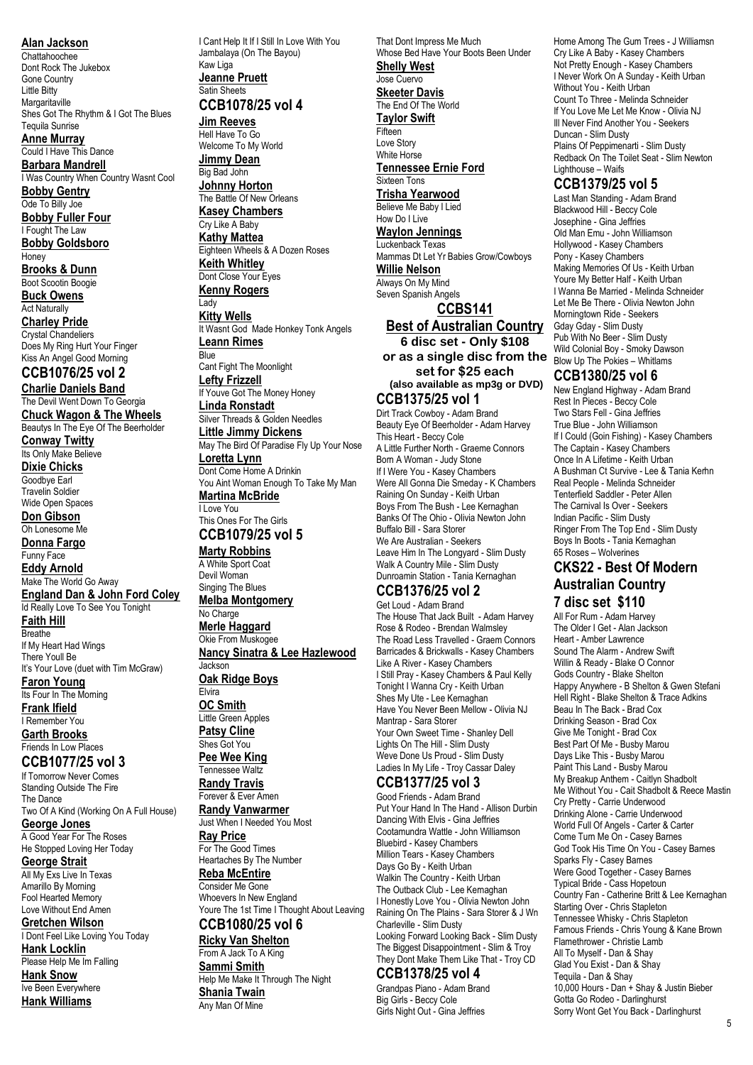**Alan Jackson**
Chattahoochee
Dont Rock The Jukebox
Gone Country
Little Bitty
Margaritaville
Shes Got The Rhythm & I Got The Blues
Tequila Sunrise

**Anne Murray**
Could I Have This Dance

**Barbara Mandrell**
I Was Country When Country Wasnt Cool

**Bobby Gentry**
Ode To Billy Joe

**Bobby Fuller Four**
I Fought The Law

**Bobby Goldsboro**
Honey

**Brooks & Dunn**
Boot Scootin Boogie

**Buck Owens**
Act Naturally

**Charley Pride**
Crystal Chandeliers
Does My Ring Hurt Your Finger
Kiss An Angel Good Morning

## CCB1076/25 vol 2

**Charlie Daniels Band**
The Devil Went Down To Georgia

**Chuck Wagon & The Wheels**
Beautys In The Eye Of The Beerholder

**Conway Twitty**
Its Only Make Believe

**Dixie Chicks**
Goodbye Earl
Travelin Soldier
Wide Open Spaces

**Don Gibson**
Oh Lonesome Me

**Donna Fargo**
Funny Face

**Eddy Arnold**
Make The World Go Away

**England Dan & John Ford Coley**
Id Really Love To See You Tonight

**Faith Hill**
Breathe
If My Heart Had Wings
There Youll Be
It's Your Love (duet with Tim McGraw)

**Faron Young**
Its Four In The Morning

**Frank Ifield**
I Remember You

**Garth Brooks**
Friends In Low Places

## CCB1077/25 vol 3

If Tomorrow Never Comes
Standing Outside The Fire
The Dance
Two Of A Kind (Working On A Full House)

**George Jones**
A Good Year For The Roses
He Stopped Loving Her Today

**George Strait**
All My Exs Live In Texas
Amarillo By Morning
Fool Hearted Memory
Love Without End Amen

**Gretchen Wilson**
I Dont Feel Like Loving You Today

**Hank Locklin**
Please Help Me Im Falling

**Hank Snow**
Ive Been Everywhere

**Hank Williams**
I Cant Help It If I Still In Love With You
Jambalaya (On The Bayou)
Kaw Liga

**Jeanne Pruett**
Satin Sheets

## CCB1078/25 vol 4

**Jim Reeves**
Hell Have To Go
Welcome To My World

**Jimmy Dean**
Big Bad John

**Johnny Horton**
The Battle Of New Orleans

**Kasey Chambers**
Cry Like A Baby

**Kathy Mattea**
Eighteen Wheels & A Dozen Roses

**Keith Whitley**
Dont Close Your Eyes

**Kenny Rogers**
Lady

**Kitty Wells**
It Wasnt God Made Honkey Tonk Angels

**Leann Rimes**
Blue
Cant Fight The Moonlight

**Lefty Frizzell**
If Youve Got The Money Honey

**Linda Ronstadt**
Silver Threads & Golden Needles

**Little Jimmy Dickens**
May The Bird Of Paradise Fly Up Your Nose

**Loretta Lynn**
Dont Come Home A Drinkin
You Aint Woman Enough To Take My Man

**Martina McBride**
I Love You
This Ones For The Girls

## CCB1079/25 vol 5

**Marty Robbins**
A White Sport Coat
Devil Woman
Singing The Blues

**Melba Montgomery**
No Charge

**Merle Haggard**
Okie From Muskogee

**Nancy Sinatra & Lee Hazlewood**
Jackson

**Oak Ridge Boys**
Elvira

**OC Smith**
Little Green Apples

**Patsy Cline**
Shes Got You

**Pee Wee King**
Tennessee Waltz

**Randy Travis**
Forever & Ever Amen

**Randy Vanwarmer**
Just When I Needed You Most

**Ray Price**
For The Good Times
Heartaches By The Number

**Reba McEntire**
Consider Me Gone
Whoevers In New England
Youre The 1st Time I Thought About Leaving

## CCB1080/25 vol 6

**Ricky Van Shelton**
From A Jack To A King

**Sammi Smith**
Help Me Make It Through The Night

**Shania Twain**
Any Man Of Mine
That Dont Impress Me Much
Whose Bed Have Your Boots Been Under

**Shelly West**
Jose Cuervo

**Skeeter Davis**
The End Of The World

**Taylor Swift**
Fifteen
Love Story
White Horse

**Tennessee Ernie Ford**
Sixteen Tons

**Trisha Yearwood**
Believe Me Baby I Lied
How Do I Live

**Waylon Jennings**
Luckenback Texas
Mammas Dt Let Yr Babies Grow/Cowboys

**Willie Nelson**
Always On My Mind
Seven Spanish Angels

# CCBS141
# Best of Australian Country

**6 disc set - Only $108**
**or as a single disc from the set for $25 each**
**(also available as mp3g or DVD)**

## CCB1375/25 vol 1

Dirt Track Cowboy - Adam Brand
Beauty Eye Of Beerholder - Adam Harvey
This Heart - Beccy Cole
A Little Further North - Graeme Connors
Born A Woman - Judy Stone
If I Were You - Kasey Chambers
Were All Gonna Die Smeday - K Chambers
Raining On Sunday - Keith Urban
Boys From The Bush - Lee Kernaghan
Banks Of The Ohio - Olivia Newton John
Buffalo Bill - Sara Storer
We Are Australian - Seekers
Leave Him In The Longyard - Slim Dusty
Walk A Country Mile - Slim Dusty
Dunroamin Station - Tania Kernaghan

## CCB1376/25 vol 2

Get Loud - Adam Brand
The House That Jack Built - Adam Harvey
Rose & Rodeo - Brendan Walmsley
The Road Less Travelled - Graem Connors
Barricades & Brickwalls - Kasey Chambers
Like A River - Kasey Chambers
I Still Pray - Kasey Chambers & Paul Kelly
Tonight I Wanna Cry - Keith Urban
Shes My Ute - Lee Kernaghan
Have You Never Been Mellow - Olivia NJ
Mantrap - Sara Storer
Your Own Sweet Time - Shanley Dell
Lights On The Hill - Slim Dusty
Weve Done Us Proud - Slim Dusty
Ladies In My Life - Troy Cassar Daley

## CCB1377/25 vol 3

Good Friends - Adam Brand
Put Your Hand In The Hand - Allison Durbin
Dancing With Elvis - Gina Jeffries
Cootamundra Wattle - John Williamson
Bluebird - Kasey Chambers
Million Tears - Kasey Chambers
Days Go By - Keith Urban
Walkin The Country - Keith Urban
The Outback Club - Lee Kernaghan
I Honestly Love You - Olivia Newton John
Raining On The Plains - Sara Storer & J Wn
Charleville - Slim Dusty
Looking Forward Looking Back - Slim Dusty
The Biggest Disappointment - Slim & Troy
They Dont Make Them Like That - Troy CD

## CCB1378/25 vol 4

Grandpas Piano - Adam Brand
Big Girls - Beccy Cole
Girls Night Out - Gina Jeffries
Home Among The Gum Trees - J Williamsn
Cry Like A Baby - Kasey Chambers
Not Pretty Enough - Kasey Chambers
I Never Work On A Sunday - Keith Urban
Without You - Keith Urban
Count To Three - Melinda Schneider
If You Love Me Let Me Know - Olivia NJ
Ill Never Find Another You - Seekers
Duncan - Slim Dusty
Plains Of Peppimenarti - Slim Dusty
Redback On The Toilet Seat - Slim Newton
Lighthouse – Waifs

## CCB1379/25 vol 5

Last Man Standing - Adam Brand
Blackwood Hill - Beccy Cole
Josephine - Gina Jeffries
Old Man Emu - John Williamson
Hollywood - Kasey Chambers
Pony - Kasey Chambers
Making Memories Of Us - Keith Urban
Youre My Better Half - Keith Urban
I Wanna Be Married - Melinda Schneider
Let Me Be There - Olivia Newton John
Morningtown Ride - Seekers
Gday Gday - Slim Dusty
Pub With No Beer - Slim Dusty
Wild Colonial Boy - Smoky Dawson
Blow Up The Pokies – Whitlams

## CCB1380/25 vol 6

New England Highway - Adam Brand
Rest In Pieces - Beccy Cole
Two Stars Fell - Gina Jeffries
True Blue - John Williamson
If I Could (Goin Fishing) - Kasey Chambers
The Captain - Kasey Chambers
Once In A Lifetime - Keith Urban
A Bushman Ct Survive - Lee & Tania Kerhn
Real People - Melinda Schneider
Tenterfield Saddler - Peter Allen
The Carnival Is Over - Seekers
Indian Pacific - Slim Dusty
Ringer From The Top End - Slim Dusty
Boys In Boots - Tania Kernaghan
65 Roses – Wolverines

# CKS22 - Best Of Modern Australian Country

**7 disc set $110**

All For Rum - Adam Harvey
The Older I Get - Alan Jackson
Heart - Amber Lawrence
Sound The Alarm - Andrew Swift
Willin & Ready - Blake O Connor
Gods Country - Blake Shelton
Happy Anywhere - B Shelton & Gwen Stefani
Hell Right - Blake Shelton & Trace Adkins
Beau In The Back - Brad Cox
Drinking Season - Brad Cox
Give Me Tonight - Brad Cox
Best Part Of Me - Busby Marou
Days Like This - Busby Marou
Paint This Land - Busby Marou
My Breakup Anthem - Caitlyn Shadbolt
Me Without You - Cait Shadbolt & Reece Mastin
Cry Pretty - Carrie Underwood
Drinking Alone - Carrie Underwood
World Full Of Angels - Carter & Carter
Come Turn Me On - Casey Barnes
God Took His Time On You - Casey Barnes
Sparks Fly - Casey Barnes
Were Good Together - Casey Barnes
Typical Bride - Cass Hopetoun
Country Fan - Catherine Britt & Lee Kernaghan
Starting Over - Chris Stapleton
Tennessee Whisky - Chris Stapleton
Famous Friends - Chris Young & Kane Brown
Flamethrower - Christie Lamb
All To Myself - Dan & Shay
Glad You Exist - Dan & Shay
Tequila - Dan & Shay
10,000 Hours - Dan + Shay & Justin Bieber
Gotta Go Rodeo - Darlinghurst
Sorry Wont Get You Back - Darlinghurst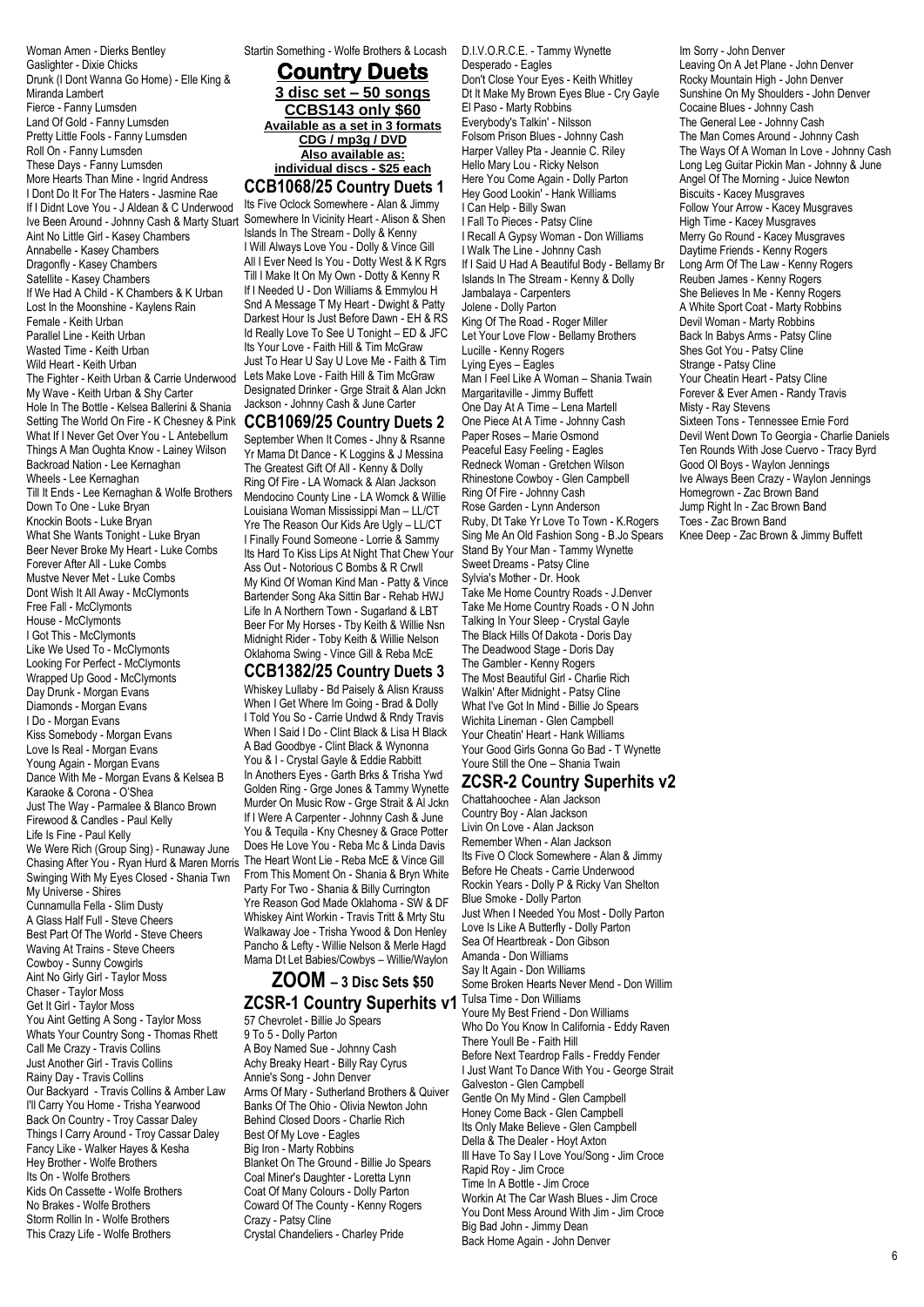Woman Amen - Dierks Bentley
Gaslighter - Dixie Chicks
Drunk (I Dont Wanna Go Home) - Elle King & Miranda Lambert
Fierce - Fanny Lumsden
Land Of Gold - Fanny Lumsden
Pretty Little Fools - Fanny Lumsden
Roll On - Fanny Lumsden
These Days - Fanny Lumsden
More Hearts Than Mine - Ingrid Andress
I Dont Do It For The Haters - Jasmine Rae
If I Didnt Love You - J Aldean & C Underwood
Ive Been Around - Johnny Cash & Marty Stuart
Aint No Little Girl - Kasey Chambers
Annabelle - Kasey Chambers
Dragonfly - Kasey Chambers
Satellite - Kasey Chambers
If We Had A Child - K Chambers & K Urban
Lost In the Moonshine - Kaylens Rain
Female - Keith Urban
Parallel Line - Keith Urban
Wasted Time - Keith Urban
Wild Heart - Keith Urban
The Fighter - Keith Urban & Carrie Underwood
My Wave - Keith Urban & Shy Carter
Hole In The Bottle - Kelsea Ballerini & Shania
Setting The World On Fire - K Chesney & Pink
What If I Never Get Over You - L Antebellum
Things A Man Oughta Know - Lainey Wilson
Backroad Nation - Lee Kernaghan
Wheels - Lee Kernaghan
Till It Ends - Lee Kernaghan & Wolfe Brothers
Down To One - Luke Bryan
Knockin Boots - Luke Bryan
What She Wants Tonight - Luke Bryan
Beer Never Broke My Heart - Luke Combs
Forever After All - Luke Combs
Mustve Never Met - Luke Combs
Dont Wish It All Away - McClymonts
Free Fall - McClymonts
House - McClymonts
I Got This - McClymonts
Like We Used To - McClymonts
Looking For Perfect - McClymonts
Wrapped Up Good - McClymonts
Day Drunk - Morgan Evans
Diamonds - Morgan Evans
I Do - Morgan Evans
Kiss Somebody - Morgan Evans
Love Is Real - Morgan Evans
Young Again - Morgan Evans
Dance With Me - Morgan Evans & Kelsea B
Karaoke & Corona - O'Shea
Just The Way - Parmalee & Blanco Brown
Firewood & Candles - Paul Kelly
Life Is Fine - Paul Kelly
We Were Rich (Group Sing) - Runaway June
Chasing After You - Ryan Hurd & Maren Morris
Swinging With My Eyes Closed - Shania Twn
My Universe - Shires
Cunnamulla Fella - Slim Dusty
A Glass Half Full - Steve Cheers
Best Part Of The World - Steve Cheers
Waving At Trains - Steve Cheers
Cowboy - Sunny Cowgirls
Aint No Girly Girl - Taylor Moss
Chaser - Taylor Moss
Get It Girl - Taylor Moss
You Aint Getting A Song - Taylor Moss
Whats Your Country Song - Thomas Rhett
Call Me Crazy - Travis Collins
Just Another Girl - Travis Collins
Rainy Day - Travis Collins
Our Backyard - Travis Collins & Amber Law
I'll Carry You Home - Trisha Yearwood
Back On Country - Troy Cassar Daley
Things I Carry Around - Troy Cassar Daley
Fancy Like - Walker Hayes & Kesha
Hey Brother - Wolfe Brothers
Its On - Wolfe Brothers
Kids On Cassette - Wolfe Brothers
No Brakes - Wolfe Brothers
Storm Rollin In - Wolfe Brothers
This Crazy Life - Wolfe Brothers
Startin Something - Wolfe Brothers & Locash

# Country Duets

**3 disc set – 50 songs**
**CCBS143 only $60**
**Available as a set in 3 formats**
**CDG / mp3g / DVD**
**Also available as:**
**individual discs - $25 each**

## CCB1068/25 Country Duets 1

Its Five Oclock Somewhere - Alan & Jimmy
Somewhere In Vicinity Heart - Alison & Shen
Islands In The Stream - Dolly & Kenny
I Will Always Love You - Dolly & Vince Gill
All I Ever Need Is You - Dotty West & K Rgrs
Till I Make It On My Own - Dotty & Kenny R
If I Needed U - Don Williams & Emmylou H
Snd A Message T My Heart - Dwight & Patty
Darkest Hour Is Just Before Dawn - EH & RS
Id Really Love To See U Tonight – ED & JFC
Its Your Love - Faith Hill & Tim McGraw
Just To Hear U Say U Love Me - Faith & Tim
Lets Make Love - Faith Hill & Tim McGraw
Designated Drinker - Grge Strait & Alan Jckn
Jackson - Johnny Cash & June Carter

## CCB1069/25 Country Duets 2

September When It Comes - Jhny & Rsanne
Yr Mama Dt Dance - K Loggins & J Messina
The Greatest Gift Of All - Kenny & Dolly
Ring Of Fire - LA Womack & Alan Jackson
Mendocino County Line - LA Womck & Willie
Louisiana Woman Mississippi Man – LL/CT
Yre The Reason Our Kids Are Ugly – LL/CT
I Finally Found Someone - Lorrie & Sammy
Its Hard To Kiss Lips At Night That Chew Your Ass Out - Notorious C Bombs & R Crwll
My Kind Of Woman Kind Man - Patty & Vince
Bartender Song Aka Sittin Bar - Rehab HWJ
Life In A Northern Town - Sugarland & LBT
Beer For My Horses - Tby Keith & Willie Nsn
Midnight Rider - Toby Keith & Willie Nelson
Oklahoma Swing - Vince Gill & Reba McE

## CCB1382/25 Country Duets 3

Whiskey Lullaby - Bd Paisely & Alisn Krauss
When I Get Where Im Going - Brad & Dolly
I Told You So - Carrie Undwd & Rndy Travis
When I Said I Do - Clint Black & Lisa H Black
A Bad Goodbye - Clint Black & Wynonna
You & I - Crystal Gayle & Eddie Rabbitt
In Anothers Eyes - Garth Brks & Trisha Ywd
Golden Ring - Grge Jones & Tammy Wynette
Murder On Music Row - Grge Strait & Al Jckn
If I Were A Carpenter - Johnny Cash & June
You & Tequila - Kny Chesney & Grace Potter
Does He Love You - Reba Mc & Linda Davis
The Heart Wont Lie - Reba McE & Vince Gill
From This Moment On - Shania & Bryn White
Party For Two - Shania & Billy Currington
Yre Reason God Made Oklahoma - SW & DF
Whiskey Aint Workin - Travis Tritt & Mrty Stu
Walkaway Joe - Trisha Ywood & Don Henley
Pancho & Lefty - Willie Nelson & Merle Hagd
Mama Dt Let Babies/Cowbys – Willie/Waylon

# ZOOM – 3 Disc Sets $50

## ZCSR-1 Country Superhits v1

57 Chevrolet - Billie Jo Spears
9 To 5 - Dolly Parton
A Boy Named Sue - Johnny Cash
Achy Breaky Heart - Billy Ray Cyrus
Annie's Song - John Denver
Arms Of Mary - Sutherland Brothers & Quiver
Banks Of The Ohio - Olivia Newton John
Behind Closed Doors - Charlie Rich
Best Of My Love - Eagles
Big Iron - Marty Robbins
Blanket On The Ground - Billie Jo Spears
Coal Miner's Daughter - Loretta Lynn
Coat Of Many Colours - Dolly Parton
Coward Of The County - Kenny Rogers
Crazy - Patsy Cline
Crystal Chandeliers - Charley Pride
D.I.V.O.R.C.E. - Tammy Wynette
Desperado - Eagles
Don't Close Your Eyes - Keith Whitley
Dt It Make My Brown Eyes Blue - Cry Gayle
El Paso - Marty Robbins
Everybody's Talkin' - Nilsson
Folsom Prison Blues - Johnny Cash
Harper Valley Pta - Jeannie C. Riley
Hello Mary Lou - Ricky Nelson
Here You Come Again - Dolly Parton
Hey Good Lookin' - Hank Williams
I Can Help - Billy Swan
I Fall To Pieces - Patsy Cline
I Recall A Gypsy Woman - Don Williams
I Walk The Line - Johnny Cash
If I Said U Had A Beautiful Body - Bellamy Br
Islands In The Stream - Kenny & Dolly
Jambalaya - Carpenters
Jolene - Dolly Parton
King Of The Road - Roger Miller
Let Your Love Flow - Bellamy Brothers
Lucille - Kenny Rogers
Lying Eyes – Eagles
Man I Feel Like A Woman – Shania Twain
Margaritaville - Jimmy Buffett
One Day At A Time – Lena Martell
One Piece At A Time - Johnny Cash
Paper Roses – Marie Osmond
Peaceful Easy Feeling - Eagles
Redneck Woman - Gretchen Wilson
Rhinestone Cowboy - Glen Campbell
Ring Of Fire - Johnny Cash
Rose Garden - Lynn Anderson
Ruby, Dt Take Yr Love To Town - K.Rogers
Sing Me An Old Fashion Song - B.Jo Spears
Stand By Your Man - Tammy Wynette
Sweet Dreams - Patsy Cline
Sylvia's Mother - Dr. Hook
Take Me Home Country Roads - J.Denver
Take Me Home Country Roads - O N John
Talking In Your Sleep - Crystal Gayle
The Black Hills Of Dakota - Doris Day
The Deadwood Stage - Doris Day
The Gambler - Kenny Rogers
The Most Beautiful Girl - Charlie Rich
Walkin' After Midnight - Patsy Cline
What I've Got In Mind - Billie Jo Spears
Wichita Lineman - Glen Campbell
Your Cheatin' Heart - Hank Williams
Your Good Girls Gonna Go Bad - T Wynette
Youre Still the One – Shania Twain

## ZCSR-2 Country Superhits v2

Chattahoochee - Alan Jackson
Country Boy - Alan Jackson
Livin On Love - Alan Jackson
Remember When - Alan Jackson
Its Five O Clock Somewhere - Alan & Jimmy
Before He Cheats - Carrie Underwood
Rockin Years - Dolly P & Ricky Van Shelton
Blue Smoke - Dolly Parton
Just When I Needed You Most - Dolly Parton
Love Is Like A Butterfly - Dolly Parton
Sea Of Heartbreak - Don Gibson
Amanda - Don Williams
Say It Again - Don Williams
Some Broken Hearts Never Mend - Don Willim
Tulsa Time - Don Williams
Youre My Best Friend - Don Williams
Who Do You Know In California - Eddy Raven
There Youll Be - Faith Hill
Before Next Teardrop Falls - Freddy Fender
I Just Want To Dance With You - George Strait
Galveston - Glen Campbell
Gentle On My Mind - Glen Campbell
Honey Come Back - Glen Campbell
Its Only Make Believe - Glen Campbell
Della & The Dealer - Hoyt Axton
Ill Have To Say I Love You/Song - Jim Croce
Rapid Roy - Jim Croce
Time In A Bottle - Jim Croce
Workin At The Car Wash Blues - Jim Croce
You Dont Mess Around With Jim - Jim Croce
Big Bad John - Jimmy Dean
Back Home Again - John Denver
Im Sorry - John Denver
Leaving On A Jet Plane - John Denver
Rocky Mountain High - John Denver
Sunshine On My Shoulders - John Denver
Cocaine Blues - Johnny Cash
The General Lee - Johnny Cash
The Man Comes Around - Johnny Cash
The Ways Of A Woman In Love - Johnny Cash
Long Leg Guitar Pickin Man - Johnny & June
Angel Of The Morning - Juice Newton
Biscuits - Kacey Musgraves
Follow Your Arrow - Kacey Musgraves
High Time - Kacey Musgraves
Merry Go Round - Kacey Musgraves
Daytime Friends - Kenny Rogers
Long Arm Of The Law - Kenny Rogers
Reuben James - Kenny Rogers
She Believes In Me - Kenny Rogers
A White Sport Coat - Marty Robbins
Devil Woman - Marty Robbins
Back In Babys Arms - Patsy Cline
Shes Got You - Patsy Cline
Strange - Patsy Cline
Your Cheatin Heart - Patsy Cline
Forever & Ever Amen - Randy Travis
Misty - Ray Stevens
Sixteen Tons - Tennessee Ernie Ford
Devil Went Down To Georgia - Charlie Daniels
Ten Rounds With Jose Cuervo - Tracy Byrd
Good Ol Boys - Waylon Jennings
Ive Always Been Crazy - Waylon Jennings
Homegrown - Zac Brown Band
Jump Right In - Zac Brown Band
Toes - Zac Brown Band
Knee Deep - Zac Brown & Jimmy Buffett